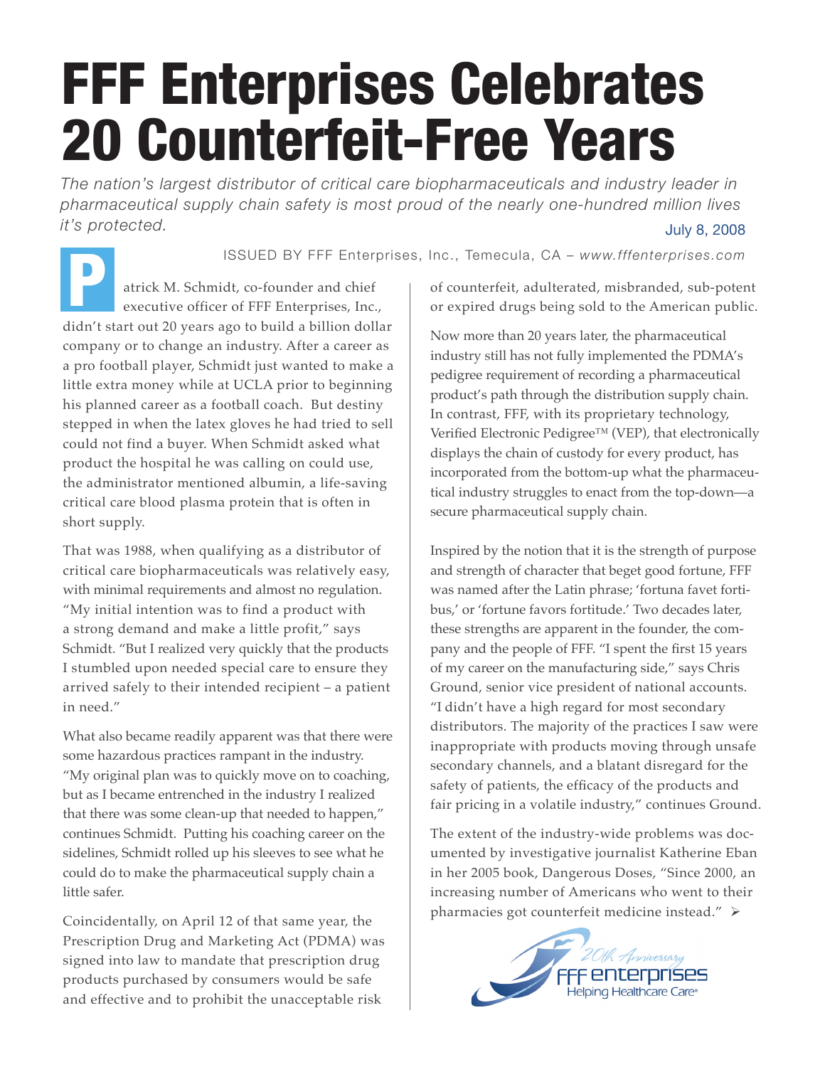# FFF Enterprises Celebrates 20 Counterfeit-Free Years

*The nation's largest distributor of critical care biopharmaceuticals and industry leader in pharmaceutical supply chain safety is most proud of the nearly one-hundred million lives it's protected.*

July 8, 2008

ISSUED BY FFF Enterprises, Inc., Temecula, CA – *www.fffenterprises.com*

Patrick M. Schmidt, co-founder and chief executive officer of FFF Enterprises, Inc., didn't start out 20 years ago to build a billion dollar company or to change an industry. After a career as a pro football player, Schmidt just wanted to make a little extra money while at UCLA prior to beginning his planned career as a football coach. But destiny stepped in when the latex gloves he had tried to sell could not find a buyer. When Schmidt asked what product the hospital he was calling on could use, the administrator mentioned albumin, a life-saving critical care blood plasma protein that is often in short supply.

That was 1988, when qualifying as a distributor of critical care biopharmaceuticals was relatively easy, with minimal requirements and almost no regulation. "My initial intention was to find a product with a strong demand and make a little profit," says Schmidt. "But I realized very quickly that the products I stumbled upon needed special care to ensure they arrived safely to their intended recipient – a patient in need."

What also became readily apparent was that there were some hazardous practices rampant in the industry. "My original plan was to quickly move on to coaching, but as I became entrenched in the industry I realized that there was some clean-up that needed to happen," continues Schmidt. Putting his coaching career on the sidelines, Schmidt rolled up his sleeves to see what he could do to make the pharmaceutical supply chain a little safer.

Coincidentally, on April 12 of that same year, the Prescription Drug and Marketing Act (PDMA) was signed into law to mandate that prescription drug products purchased by consumers would be safe and effective and to prohibit the unacceptable risk of counterfeit, adulterated, misbranded, sub-potent or expired drugs being sold to the American public.

Now more than 20 years later, the pharmaceutical industry still has not fully implemented the PDMA's pedigree requirement of recording a pharmaceutical product's path through the distribution supply chain. In contrast, FFF, with its proprietary technology, Verified Electronic Pedigree™ (VEP), that electronically displays the chain of custody for every product, has incorporated from the bottom-up what the pharmaceutical industry struggles to enact from the top-down—a secure pharmaceutical supply chain.

Inspired by the notion that it is the strength of purpose and strength of character that beget good fortune, FFF was named after the Latin phrase; 'fortuna favet fortibus,' or 'fortune favors fortitude.' Two decades later, these strengths are apparent in the founder, the company and the people of FFF. "I spent the first 15 years of my career on the manufacturing side," says Chris Ground, senior vice president of national accounts. "I didn't have a high regard for most secondary distributors. The majority of the practices I saw were inappropriate with products moving through unsafe secondary channels, and a blatant disregard for the safety of patients, the efficacy of the products and fair pricing in a volatile industry," continues Ground.

The extent of the industry-wide problems was documented by investigative journalist Katherine Eban in her 2005 book, Dangerous Doses, "Since 2000, an increasing number of Americans who went to their pharmacies got counterfeit medicine instead." ➢

20th Anniversary FFF enterprises Helping Healthcare Care®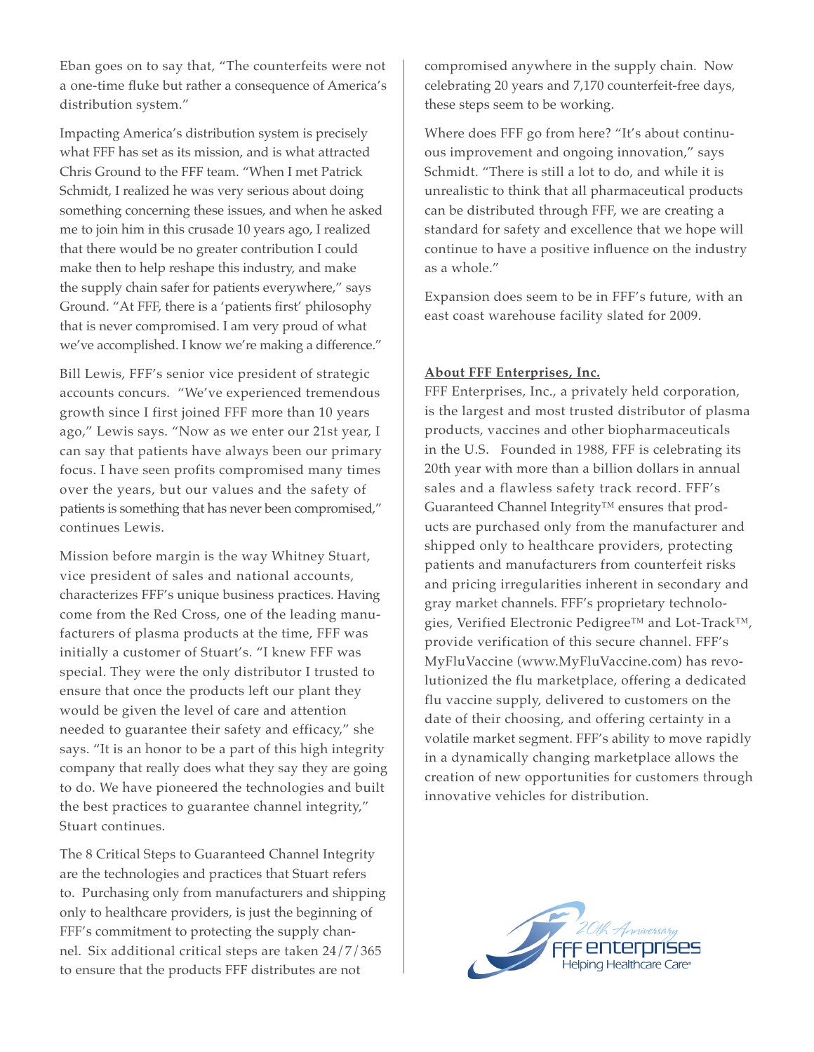Eban goes on to say that, "The counterfeits were not a one-time fluke but rather a consequence of America's distribution system."

Impacting America's distribution system is precisely what FFF has set as its mission, and is what attracted Chris Ground to the FFF team. "When I met Patrick Schmidt, I realized he was very serious about doing something concerning these issues, and when he asked me to join him in this crusade 10 years ago, I realized that there would be no greater contribution I could make then to help reshape this industry, and make the supply chain safer for patients everywhere," says Ground. "At FFF, there is a 'patients first' philosophy that is never compromised. I am very proud of what we've accomplished. I know we're making a difference."

Bill Lewis, FFF's senior vice president of strategic accounts concurs. "We've experienced tremendous growth since I first joined FFF more than 10 years ago," Lewis says. "Now as we enter our 21st year, I can say that patients have always been our primary focus. I have seen profits compromised many times over the years, but our values and the safety of patients is something that has never been compromised," continues Lewis.

Mission before margin is the way Whitney Stuart, vice president of sales and national accounts, characterizes FFF's unique business practices. Having come from the Red Cross, one of the leading manufacturers of plasma products at the time, FFF was initially a customer of Stuart's. "I knew FFF was special. They were the only distributor I trusted to ensure that once the products left our plant they would be given the level of care and attention needed to guarantee their safety and efficacy," she says. "It is an honor to be a part of this high integrity company that really does what they say they are going to do. We have pioneered the technologies and built the best practices to guarantee channel integrity," Stuart continues.

The 8 Critical Steps to Guaranteed Channel Integrity are the technologies and practices that Stuart refers to. Purchasing only from manufacturers and shipping only to healthcare providers, is just the beginning of FFF's commitment to protecting the supply channel. Six additional critical steps are taken 24/7/365 to ensure that the products FFF distributes are not compromised anywhere in the supply chain. Now celebrating 20 years and 7,170 counterfeit-free days, these steps seem to be working.

Where does FFF go from here? "It's about continuous improvement and ongoing innovation," says Schmidt. "There is still a lot to do, and while it is unrealistic to think that all pharmaceutical products can be distributed through FFF, we are creating a standard for safety and excellence that we hope will continue to have a positive influence on the industry as a whole."

Expansion does seem to be in FFF's future, with an east coast warehouse facility slated for 2009.

**About FFF Enterprises, Inc.**

FFF Enterprises, Inc., a privately held corporation, is the largest and most trusted distributor of plasma products, vaccines and other biopharmaceuticals in the U.S. Founded in 1988, FFF is celebrating its 20th year with more than a billion dollars in annual sales and a flawless safety track record. FFF's Guaranteed Channel Integrity™ ensures that products are purchased only from the manufacturer and shipped only to healthcare providers, protecting patients and manufacturers from counterfeit risks and pricing irregularities inherent in secondary and gray market channels. FFF's proprietary technologies, Verified Electronic Pedigree™ and Lot-Track™, provide verification of this secure channel. FFF's MyFluVaccine (www.MyFluVaccine.com) has revolutionized the flu marketplace, offering a dedicated flu vaccine supply, delivered to customers on the date of their choosing, and offering certainty in a volatile market segment. FFF's ability to move rapidly in a dynamically changing marketplace allows the creation of new opportunities for customers through innovative vehicles for distribution.

20th Anniversary
FFF enterprises
Helping Healthcare Care®